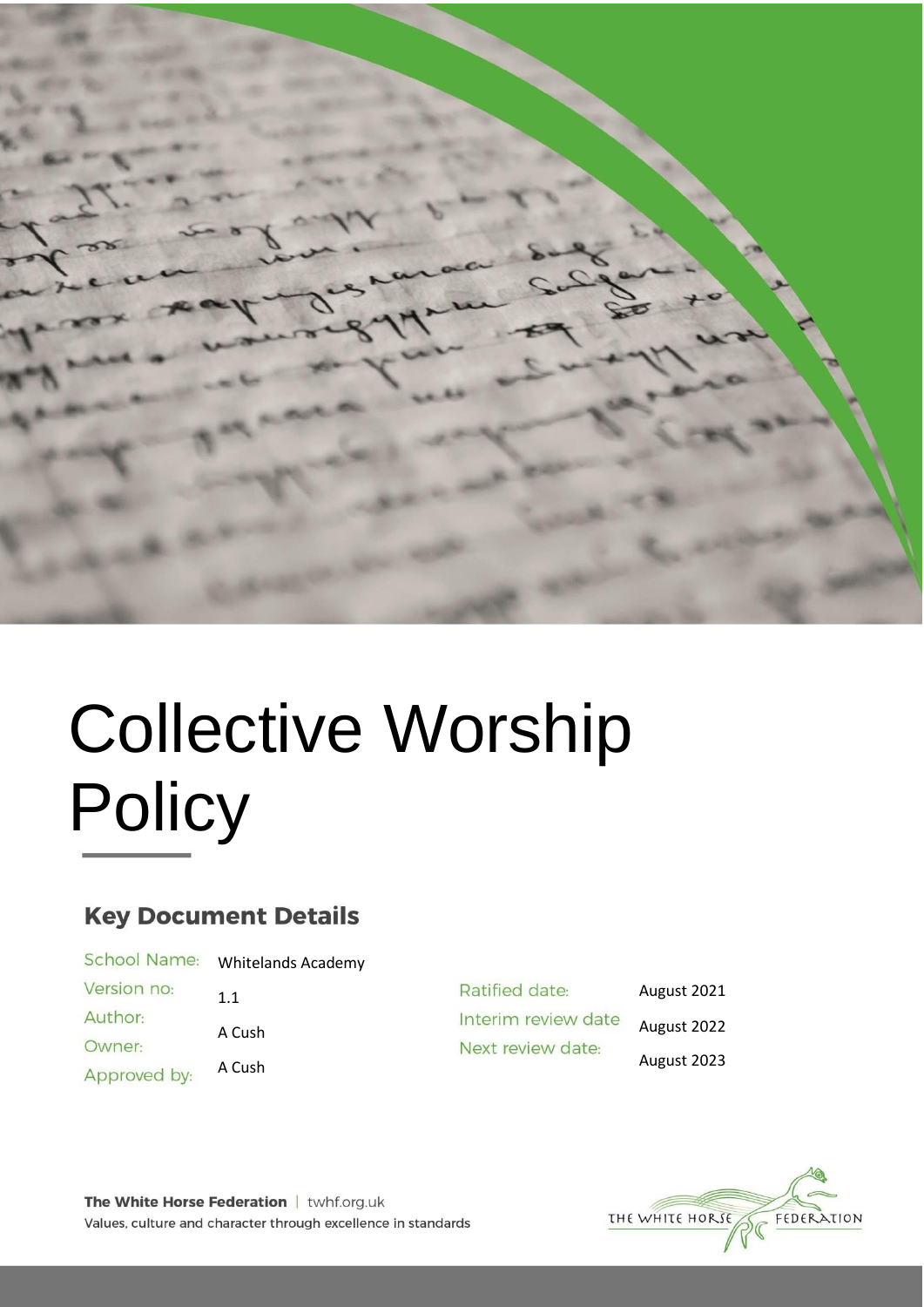# Collective Worship Policy

## Key Document Details

| | | | |
|---|---|---|---|
| School Name: | Whitelands Academy | | |
| Version no: | 1.1 | Ratified date: | August 2021 |
| Author: | A Cush | Interim review date | August 2022 |
| Owner: | | Next review date: | August 2023 |
| Approved by: | A Cush | | |

**The White Horse Federation** | twhf.org.uk
Values, culture and character through excellence in standards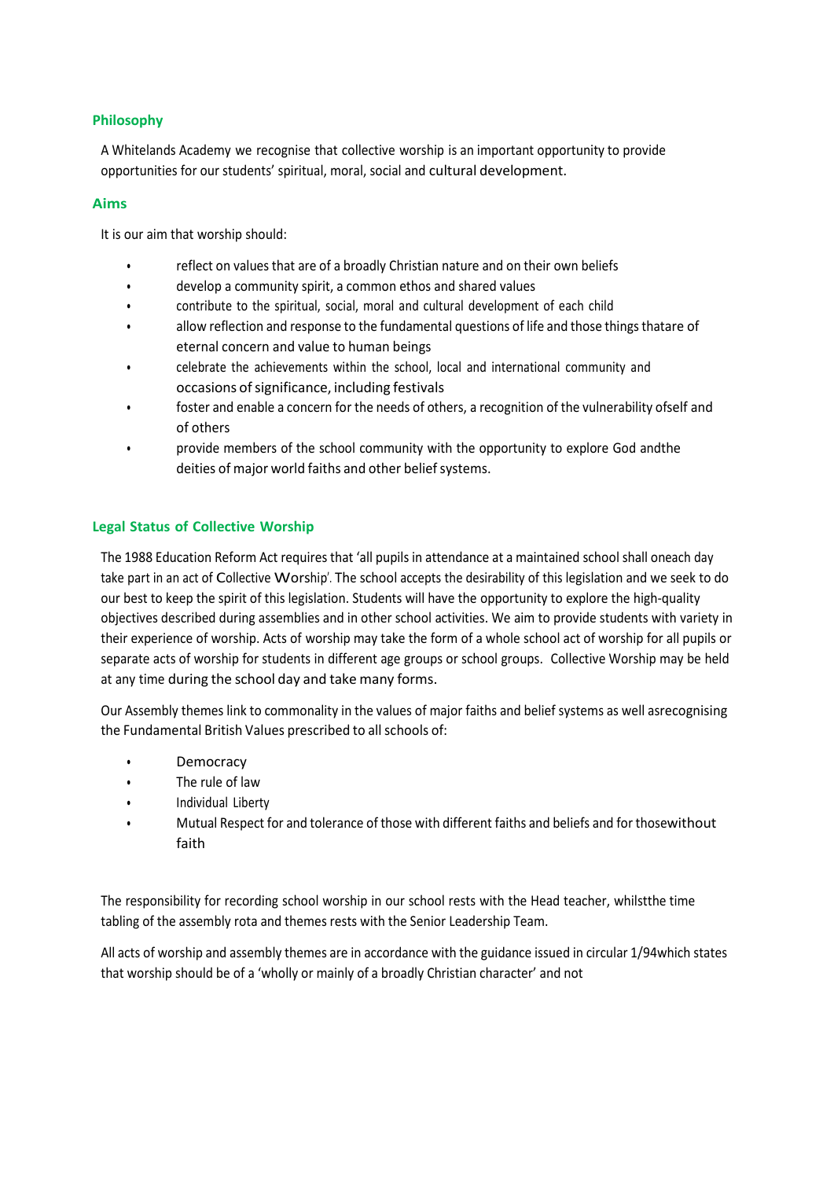## Philosophy

A Whitelands Academy we recognise that collective worship is an important opportunity to provide opportunities for our students' spiritual, moral, social and cultural development.

## Aims

It is our aim that worship should:

- reflect on values that are of a broadly Christian nature and on their own beliefs
- develop a community spirit, a common ethos and shared values
- contribute to the spiritual, social, moral and cultural development of each child
- allow reflection and response to the fundamental questions of life and those things thatare of eternal concern and value to human beings
- celebrate the achievements within the school, local and international community and occasions of significance, including festivals
- foster and enable a concern for the needs of others, a recognition of the vulnerability ofself and of others
- provide members of the school community with the opportunity to explore God andthe deities of major world faiths and other belief systems.

## Legal Status of Collective Worship

The 1988 Education Reform Act requires that 'all pupils in attendance at a maintained school shall oneach day take part in an act of Collective Worship'. The school accepts the desirability of this legislation and we seek to do our best to keep the spirit of this legislation. Students will have the opportunity to explore the high-quality objectives described during assemblies and in other school activities. We aim to provide students with variety in their experience of worship. Acts of worship may take the form of a whole school act of worship for all pupils or separate acts of worship for students in different age groups or school groups. Collective Worship may be held at any time during the school day and take many forms.

Our Assembly themes link to commonality in the values of major faiths and belief systems as well asrecognising the Fundamental British Values prescribed to all schools of:

- Democracy
- The rule of law
- Individual Liberty
- Mutual Respect for and tolerance of those with different faiths and beliefs and for thosewithout faith

The responsibility for recording school worship in our school rests with the Head teacher, whilstthe time tabling of the assembly rota and themes rests with the Senior Leadership Team.

All acts of worship and assembly themes are in accordance with the guidance issued in circular 1/94which states that worship should be of a 'wholly or mainly of a broadly Christian character' and not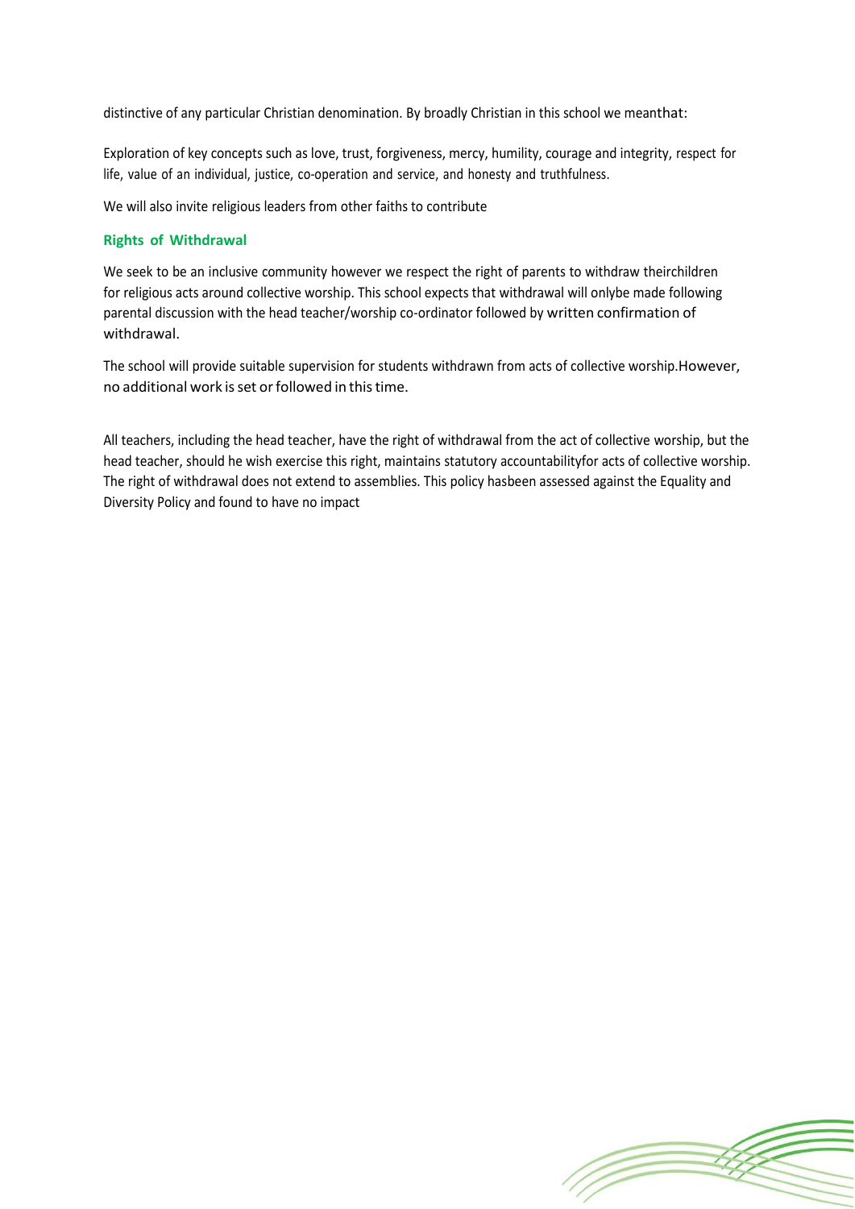distinctive of any particular Christian denomination. By broadly Christian in this school we meanthat:

Exploration of key concepts such as love, trust, forgiveness, mercy, humility, courage and integrity, respect for life, value of an individual, justice, co-operation and service, and honesty and truthfulness.

We will also invite religious leaders from other faiths to contribute

## Rights of Withdrawal

We seek to be an inclusive community however we respect the right of parents to withdraw theirchildren for religious acts around collective worship. This school expects that withdrawal will onlybe made following parental discussion with the head teacher/worship co-ordinator followed by written confirmation of withdrawal.

The school will provide suitable supervision for students withdrawn from acts of collective worship.However, no additional work is set or followed in this time.

All teachers, including the head teacher, have the right of withdrawal from the act of collective worship, but the head teacher, should he wish exercise this right, maintains statutory accountabilityfor acts of collective worship. The right of withdrawal does not extend to assemblies. This policy hasbeen assessed against the Equality and Diversity Policy and found to have no impact